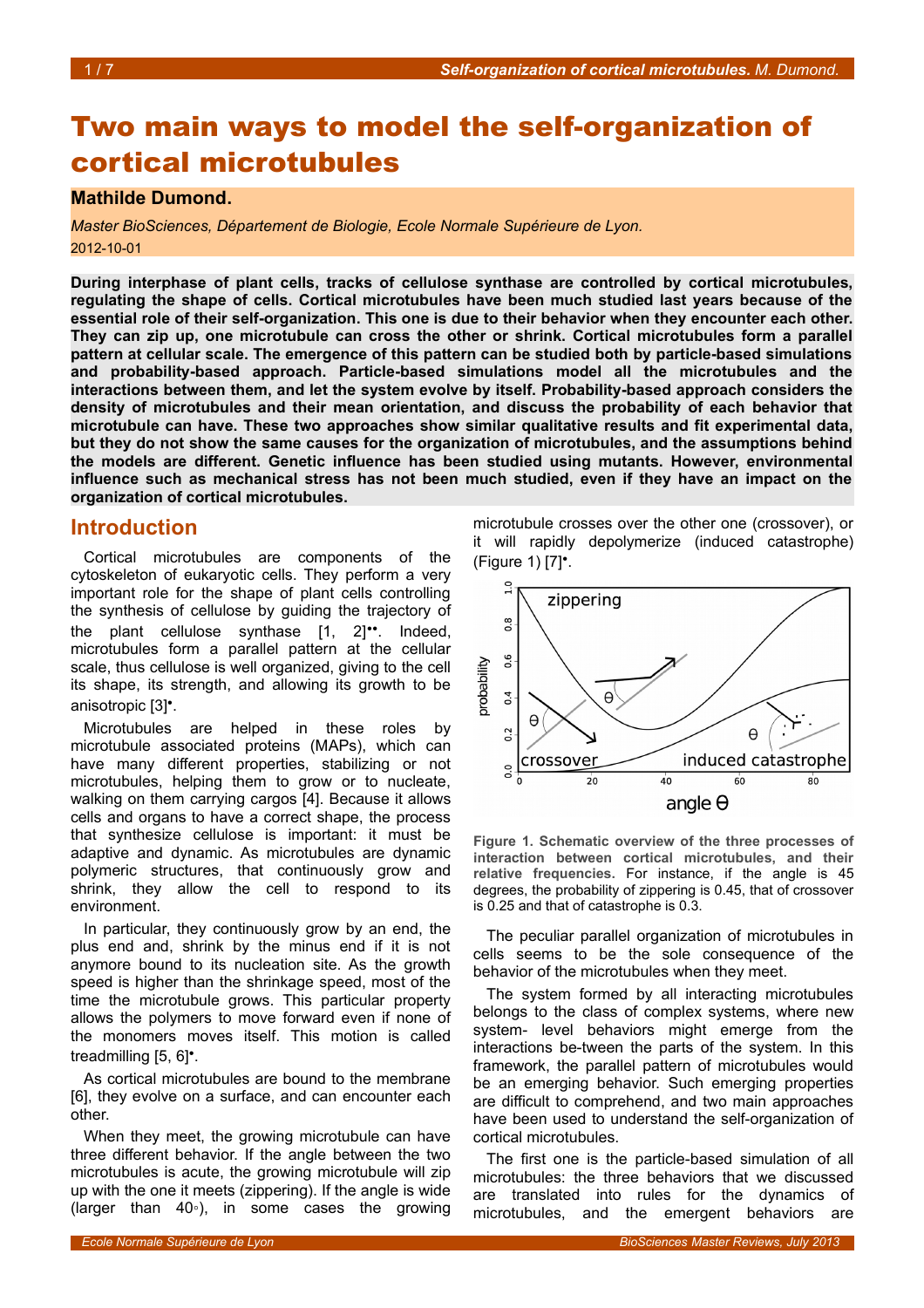# Two main ways to model the self-organization of cortical microtubules

**Mathilde Dumond.**

*Master BioSciences, Département de Biologie, Ecole Normale Supérieure de Lyon.*

2012-10-01

**During interphase of plant cells, tracks of cellulose synthase are controlled by cortical microtubules, regulating the shape of cells. Cortical microtubules have been much studied last years because of the essential role of their self-organization. This one is due to their behavior when they encounter each other. They can zip up, one microtubule can cross the other or shrink. Cortical microtubules form a parallel pattern at cellular scale. The emergence of this pattern can be studied both by particle-based simulations and probability-based approach. Particle-based simulations model all the microtubules and the interactions between them, and let the system evolve by itself. Probability-based approach considers the density of microtubules and their mean orientation, and discuss the probability of each behavior that microtubule can have. These two approaches show similar qualitative results and fit experimental data, but they do not show the same causes for the organization of microtubules, and the assumptions behind the models are different. Genetic influence has been studied using mutants. However, environmental influence such as mechanical stress has not been much studied, even if they have an impact on the organization of cortical microtubules.**

## Introduction

Cortical microtubules are components of the cytoskeleton of eukaryotic cells. They perform a very important role for the shape of plant cells controlling the synthesis of cellulose by guiding the trajectory of the plant cellulose synthase [1, 2]••. Indeed, microtubules form a parallel pattern at the cellular scale, thus cellulose is well organized, giving to the cell its shape, its strength, and allowing its growth to be anisotropic [3]•.

Microtubules are helped in these roles by microtubule associated proteins (MAPs), which can have many different properties, stabilizing or not microtubules, helping them to grow or to nucleate, walking on them carrying cargos [4]. Because it allows cells and organs to have a correct shape, the process that synthesize cellulose is important: it must be adaptive and dynamic. As microtubules are dynamic polymeric structures, that continuously grow and shrink, they allow the cell to respond to its environment.

In particular, they continuously grow by an end, the plus end and, shrink by the minus end if it is not anymore bound to its nucleation site. As the growth speed is higher than the shrinkage speed, most of the time the microtubule grows. This particular property allows the polymers to move forward even if none of the monomers moves itself. This motion is called treadmilling [5, 6]•.

As cortical microtubules are bound to the membrane [6], they evolve on a surface, and can encounter each other.

When they meet, the growing microtubule can have three different behavior. If the angle between the two microtubules is acute, the growing microtubule will zip up with the one it meets (zippering). If the angle is wide (larger than 40°), in some cases the growing microtubule crosses over the other one (crossover), or it will rapidly depolymerize (induced catastrophe) (Figure 1) [7]•.

**Figure 1. Schematic overview of the three processes of interaction between cortical microtubules, and their relative frequencies.** For instance, if the angle is 45 degrees, the probability of zippering is 0.45, that of crossover is 0.25 and that of catastrophe is 0.3.

The peculiar parallel organization of microtubules in cells seems to be the sole consequence of the behavior of the microtubules when they meet.

The system formed by all interacting microtubules belongs to the class of complex systems, where new system- level behaviors might emerge from the interactions be-tween the parts of the system. In this framework, the parallel pattern of microtubules would be an emerging behavior. Such emerging properties are difficult to comprehend, and two main approaches have been used to understand the self-organization of cortical microtubules.

The first one is the particle-based simulation of all microtubules: the three behaviors that we discussed are translated into rules for the dynamics of microtubules, and the emergent behaviors are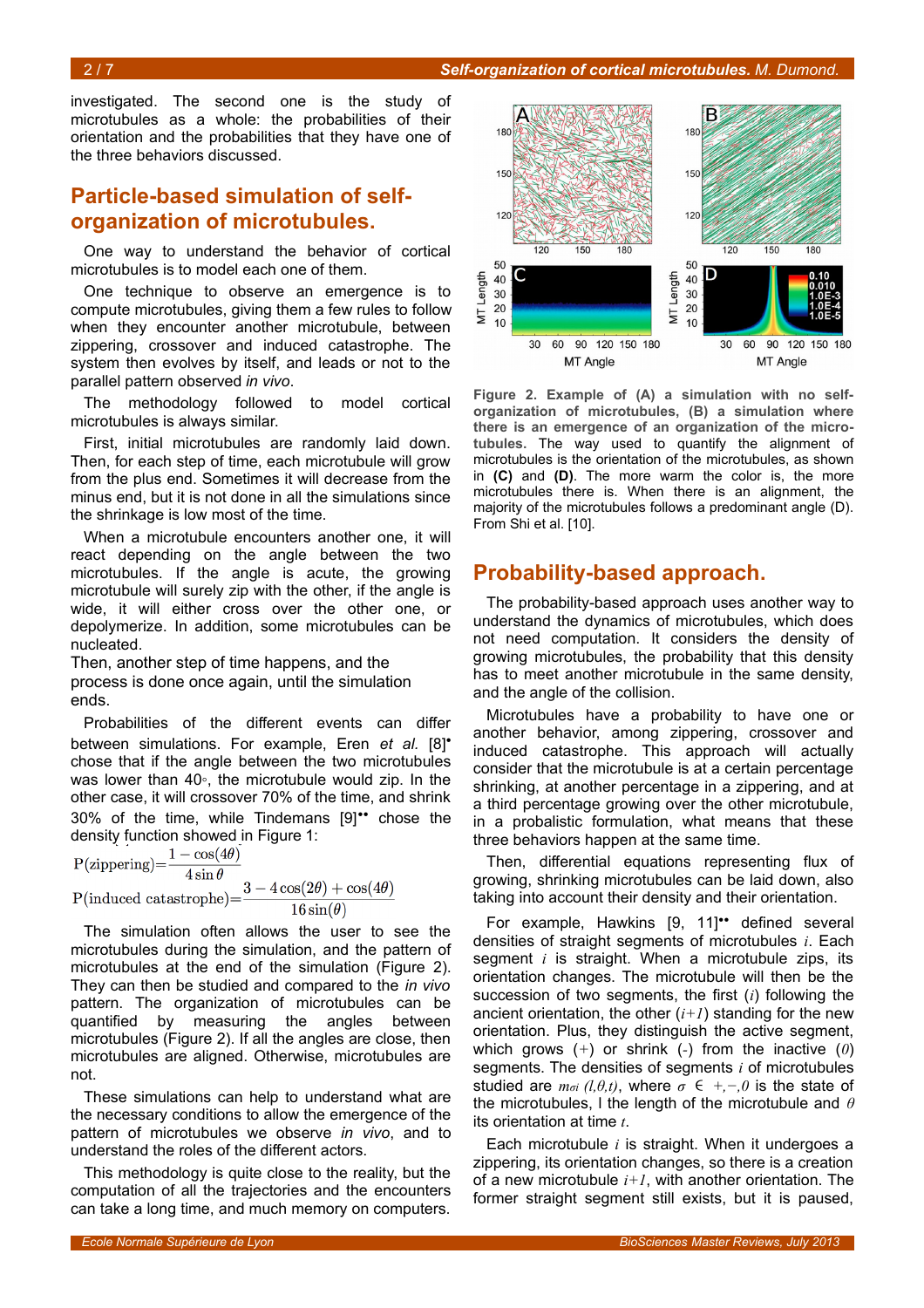investigated. The second one is the study of microtubules as a whole: the probabilities of their orientation and the probabilities that they have one of the three behaviors discussed.

## Particle-based simulation of self-organization of microtubules.

One way to understand the behavior of cortical microtubules is to model each one of them.

One technique to observe an emergence is to compute microtubules, giving them a few rules to follow when they encounter another microtubule, between zippering, crossover and induced catastrophe. The system then evolves by itself, and leads or not to the parallel pattern observed *in vivo*.

The methodology followed to model cortical microtubules is always similar.

First, initial microtubules are randomly laid down. Then, for each step of time, each microtubule will grow from the plus end. Sometimes it will decrease from the minus end, but it is not done in all the simulations since the shrinkage is low most of the time.

When a microtubule encounters another one, it will react depending on the angle between the two microtubules. If the angle is acute, the growing microtubule will surely zip with the other, if the angle is wide, it will either cross over the other one, or depolymerize. In addition, some microtubules can be nucleated.
Then, another step of time happens, and the process is done once again, until the simulation ends.

Probabilities of the different events can differ between simulations. For example, Eren *et al.* [8]• chose that if the angle between the two microtubules was lower than 40◦, the microtubule would zip. In the other case, it will crossover 70% of the time, and shrink 30% of the time, while Tindemans [9]•• chose the density function showed in Figure 1:

$$\mathrm{P(zippering)} = \frac{1-\cos(4\theta)}{4\sin\theta}$$

$$\mathrm{P(induced\ catastrophe)} = \frac{3-4\cos(2\theta)+\cos(4\theta)}{16\sin(\theta)}$$

The simulation often allows the user to see the microtubules during the simulation, and the pattern of microtubules at the end of the simulation (Figure 2). They can then be studied and compared to the *in vivo* pattern. The organization of microtubules can be quantified by measuring the angles between microtubules (Figure 2). If all the angles are close, then microtubules are aligned. Otherwise, microtubules are not.

These simulations can help to understand what are the necessary conditions to allow the emergence of the pattern of microtubules we observe *in vivo*, and to understand the roles of the different actors.

This methodology is quite close to the reality, but the computation of all the trajectories and the encounters can take a long time, and much memory on computers.

**Figure 2. Example of (A) a simulation with no self-organization of microtubules, (B) a simulation where there is an emergence of an organization of the microtubules.** The way used to quantify the alignment of microtubules is the orientation of the microtubules, as shown in **(C)** and **(D)**. The more warm the color is, the more microtubules there is. When there is an alignment, the majority of the microtubules follows a predominant angle (D). From Shi et al. [10].

## Probability-based approach.

The probability-based approach uses another way to understand the dynamics of microtubules, which does not need computation. It considers the density of growing microtubules, the probability that this density has to meet another microtubule in the same density, and the angle of the collision.

Microtubules have a probability to have one or another behavior, among zippering, crossover and induced catastrophe. This approach will actually consider that the microtubule is at a certain percentage shrinking, at another percentage in a zippering, and at a third percentage growing over the other microtubule, in a probalistic formulation, what means that these three behaviors happen at the same time.

Then, differential equations representing flux of growing, shrinking microtubules can be laid down, also taking into account their density and their orientation.

For example, Hawkins [9, 11]•• defined several densities of straight segments of microtubules $i$. Each segment $i$ is straight. When a microtubule zips, its orientation changes. The microtubule will then be the succession of two segments, the first ($i$) following the ancient orientation, the other ($i+1$) standing for the new orientation. Plus, they distinguish the active segment, which grows (+) or shrink (-) from the inactive ($0$) segments. The densities of segments $i$ of microtubules studied are $m_{\sigma i}\ (l,\theta,t)$, where $\sigma \in +,-,0$ is the state of the microtubules, l the length of the microtubule and $\theta$ its orientation at time $t$.

Each microtubule $i$ is straight. When it undergoes a zippering, its orientation changes, so there is a creation of a new microtubule $i+1$, with another orientation. The former straight segment still exists, but it is paused,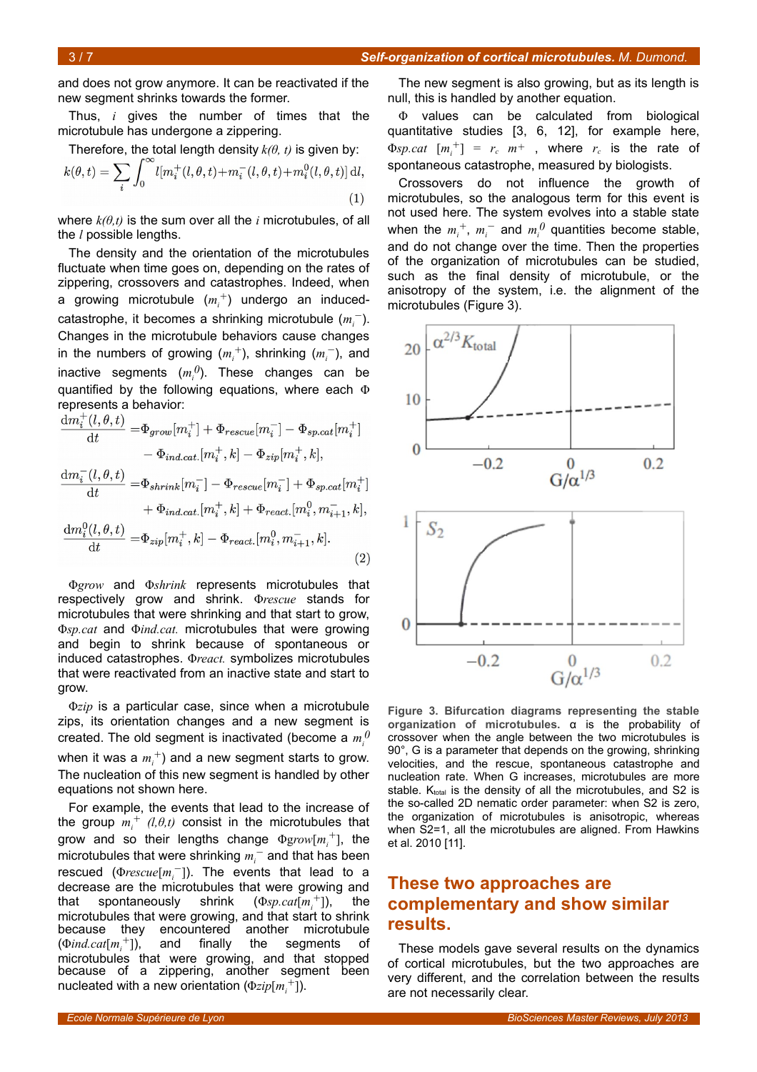and does not grow anymore. It can be reactivated if the new segment shrinks towards the former.

Thus, $i$ gives the number of times that the microtubule has undergone a zippering.

Therefore, the total length density $k(\theta, t)$ is given by:

$$k(\theta,t) = \sum_i \int_0^\infty l[m_i^+(l,\theta,t)+m_i^-(l,\theta,t)+m_i^0(l,\theta,t)]\,\mathrm{d}l, \quad (1)$$

where $k(\theta,t)$ is the sum over all the $i$ microtubules, of all the $l$ possible lengths.

The density and the orientation of the microtubules fluctuate when time goes on, depending on the rates of zippering, crossovers and catastrophes. Indeed, when a growing microtubule ($m_i^+$) undergo an induced-catastrophe, it becomes a shrinking microtubule ($m_i^-$). Changes in the microtubule behaviors cause changes in the numbers of growing ($m_i^+$), shrinking ($m_i^-$), and inactive segments ($m_i^0$). These changes can be quantified by the following equations, where each $\Phi$ represents a behavior:

$$\begin{aligned}
\frac{\mathrm{d}m_i^+(l,\theta,t)}{\mathrm{d}t} =& \Phi_{grow}[m_i^+] + \Phi_{rescue}[m_i^-] - \Phi_{sp.cat}[m_i^+] \\
& - \Phi_{ind.cat.}[m_i^+,k] - \Phi_{zip}[m_i^+,k], \\
\frac{\mathrm{d}m_i^-(l,\theta,t)}{\mathrm{d}t} =& \Phi_{shrink}[m_i^-] - \Phi_{rescue}[m_i^-] + \Phi_{sp.cat}[m_i^+] \\
& + \Phi_{ind.cat.}[m_i^+,k] + \Phi_{react.}[m_i^0, m_{i+1}^-, k], \\
\frac{\mathrm{d}m_i^0(l,\theta,t)}{\mathrm{d}t} =& \Phi_{zip}[m_i^+,k] - \Phi_{react.}[m_i^0, m_{i+1}^-, k].
\end{aligned} \quad (2)$$

$\Phi grow$ and $\Phi shrink$ represents microtubules that respectively grow and shrink. $\Phi rescue$ stands for microtubules that were shrinking and that start to grow, $\Phi sp.cat$ and $\Phi ind.cat.$ microtubules that were growing and begin to shrink because of spontaneous or induced catastrophes. $\Phi react.$ symbolizes microtubules that were reactivated from an inactive state and start to grow.

$\Phi zip$ is a particular case, since when a microtubule zips, its orientation changes and a new segment is created. The old segment is inactivated (become a $m_i^0$ when it was a $m_i^+$) and a new segment starts to grow. The nucleation of this new segment is handled by other equations not shown here.

For example, the events that lead to the increase of the group $m_i^+$ $(l,\theta,t)$ consist in the microtubules that grow and so their lengths change $\Phi grow[m_i^+]$, the microtubules that were shrinking $m_i^-$ and that has been rescued ($\Phi rescue[m_i^-]$). The events that lead to a decrease are the microtubules that were growing and that spontaneously shrink ($\Phi sp.cat[m_i^+]$), the microtubules that were growing, and that start to shrink because they encountered another microtubule ($\Phi ind.cat[m_i^+]$), and finally the segments of microtubules that were growing, and that stopped because of a zippering, another segment been nucleated with a new orientation ($\Phi zip[m_i^+]$).

The new segment is also growing, but as its length is null, this is handled by another equation.

$\Phi$ values can be calculated from biological quantitative studies [3, 6, 12], for example here, $\Phi sp.cat\ [m_i^+] = r_c\ m+$ , where $r_c$ is the rate of spontaneous catastrophe, measured by biologists.

Crossovers do not influence the growth of microtubules, so the analogous term for this event is not used here. The system evolves into a stable state when the $m_i^+$, $m_i^-$ and $m_i^0$ quantities become stable, and do not change over the time. Then the properties of the organization of microtubules can be studied, such as the final density of microtubule, or the anisotropy of the system, i.e. the alignment of the microtubules (Figure 3).

**Figure 3. Bifurcation diagrams representing the stable organization of microtubules.** α is the probability of crossover when the angle between the two microtubules is 90°, G is a parameter that depends on the growing, shrinking velocities, and the rescue, spontaneous catastrophe and nucleation rate. When G increases, microtubules are more stable. $K_{total}$ is the density of all the microtubules, and S2 is the so-called 2D nematic order parameter: when S2 is zero, the organization of microtubules is anisotropic, whereas when S2=1, all the microtubules are aligned. From Hawkins et al. 2010 [11].

## These two approaches are complementary and show similar results.

These models gave several results on the dynamics of cortical microtubules, but the two approaches are very different, and the correlation between the results are not necessarily clear.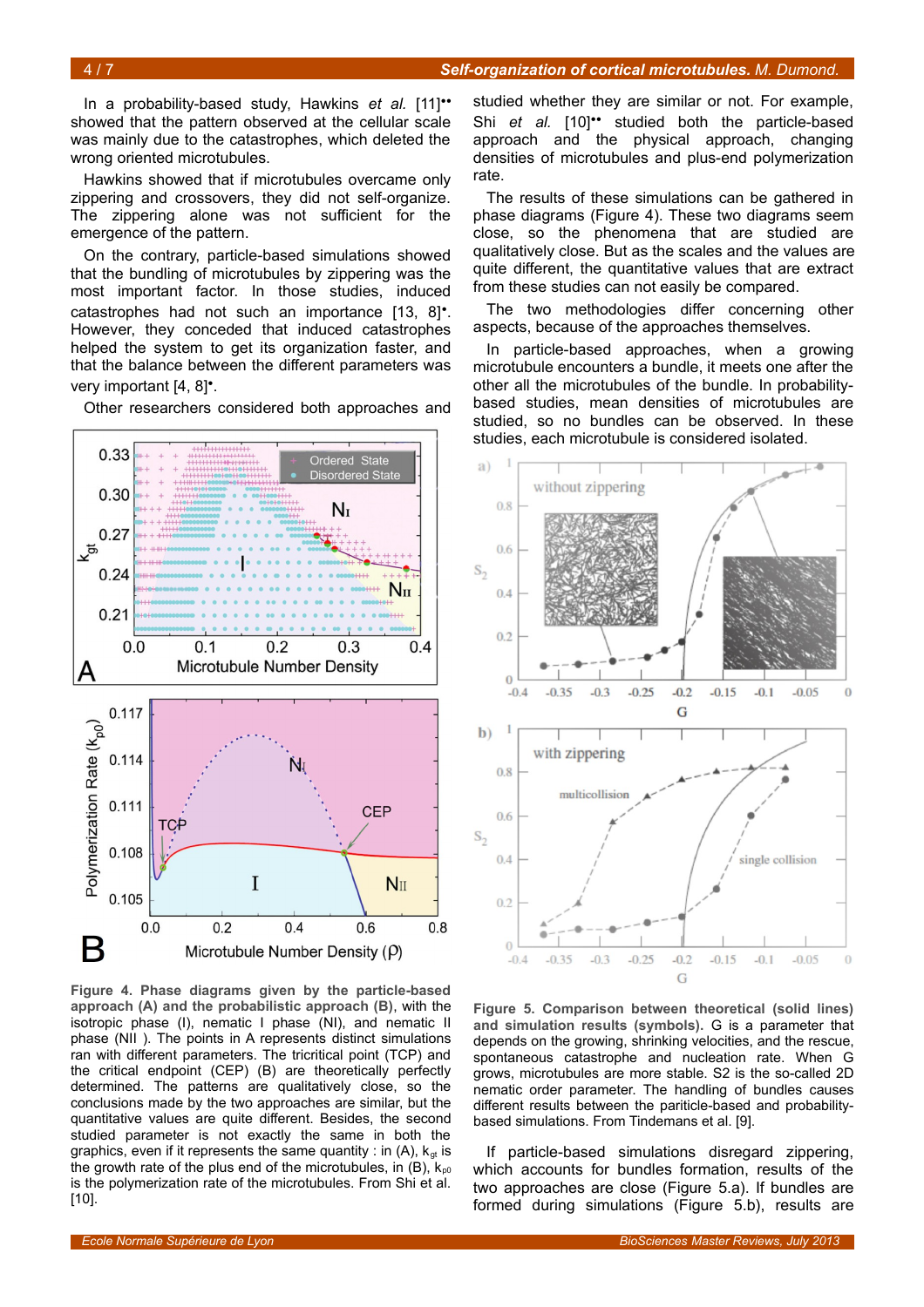In a probability-based study, Hawkins *et al.* [11]•• showed that the pattern observed at the cellular scale was mainly due to the catastrophes, which deleted the wrong oriented microtubules.

Hawkins showed that if microtubules overcame only zippering and crossovers, they did not self-organize. The zippering alone was not sufficient for the emergence of the pattern.

On the contrary, particle-based simulations showed that the bundling of microtubules by zippering was the most important factor. In those studies, induced catastrophes had not such an importance [13, 8]•. However, they conceded that induced catastrophes helped the system to get its organization faster, and that the balance between the different parameters was very important [4, 8]•.

Other researchers considered both approaches and studied whether they are similar or not. For example, Shi *et al.* [10]•• studied both the particle-based approach and the physical approach, changing densities of microtubules and plus-end polymerization rate.

The results of these simulations can be gathered in phase diagrams (Figure 4). These two diagrams seem close, so the phenomena that are studied are qualitatively close. But as the scales and the values are quite different, the quantitative values that are extract from these studies can not easily be compared.

**Figure 4. Phase diagrams given by the particle-based approach (A) and the probabilistic approach (B)**, with the isotropic phase (I), nematic I phase (NI), and nematic II phase (NII ). The points in A represents distinct simulations ran with different parameters. The tricritical point (TCP) and the critical endpoint (CEP) (B) are theoretically perfectly determined. The patterns are qualitatively close, so the conclusions made by the two approaches are similar, but the quantitative values are quite different. Besides, the second studied parameter is not exactly the same in both the graphics, even if it represents the same quantity : in (A), $k_{gt}$ is the growth rate of the plus end of the microtubules, in (B), $k_{p0}$ is the polymerization rate of the microtubules. From Shi et al. [10].

The two methodologies differ concerning other aspects, because of the approaches themselves.

In particle-based approaches, when a growing microtubule encounters a bundle, it meets one after the other all the microtubules of the bundle. In probability-based studies, mean densities of microtubules are studied, so no bundles can be observed. In these studies, each microtubule is considered isolated.

**Figure 5. Comparison between theoretical (solid lines) and simulation results (symbols).** G is a parameter that depends on the growing, shrinking velocities, and the rescue, spontaneous catastrophe and nucleation rate. When G grows, microtubules are more stable. S2 is the so-called 2D nematic order parameter. The handling of bundles causes different results between the particle-based and probability-based simulations. From Tindemans et al. [9].

If particle-based simulations disregard zippering, which accounts for bundles formation, results of the two approaches are close (Figure 5.a). If bundles are formed during simulations (Figure 5.b), results are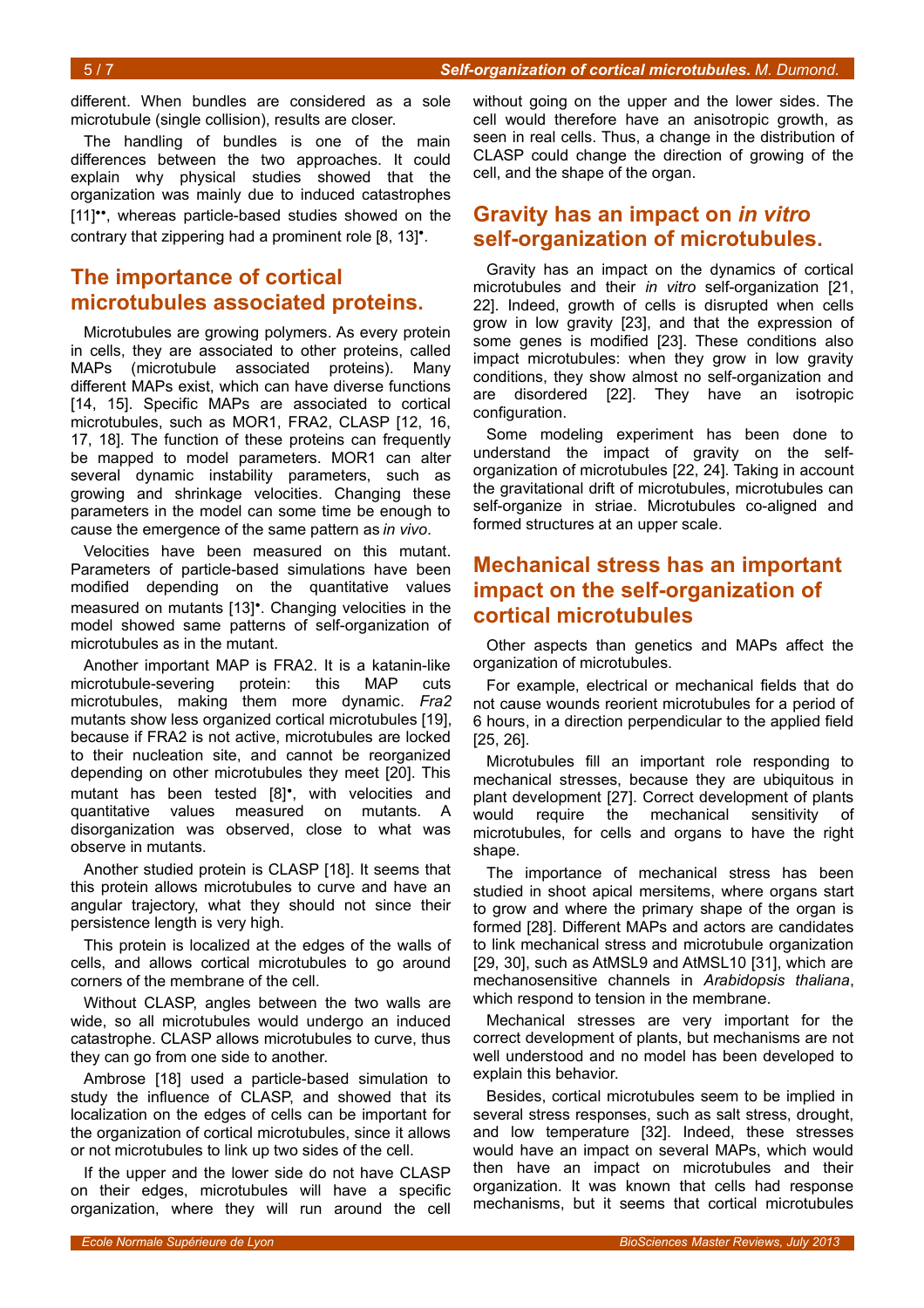different. When bundles are considered as a sole microtubule (single collision), results are closer.

The handling of bundles is one of the main differences between the two approaches. It could explain why physical studies showed that the organization was mainly due to induced catastrophes [11]••, whereas particle-based studies showed on the contrary that zippering had a prominent role [8, 13]•.

## The importance of cortical microtubules associated proteins.

Microtubules are growing polymers. As every protein in cells, they are associated to other proteins, called MAPs (microtubule associated proteins). Many different MAPs exist, which can have diverse functions [14, 15]. Specific MAPs are associated to cortical microtubules, such as MOR1, FRA2, CLASP [12, 16, 17, 18]. The function of these proteins can frequently be mapped to model parameters. MOR1 can alter several dynamic instability parameters, such as growing and shrinkage velocities. Changing these parameters in the model can some time be enough to cause the emergence of the same pattern as *in vivo*.

Velocities have been measured on this mutant. Parameters of particle-based simulations have been modified depending on the quantitative values measured on mutants [13]•. Changing velocities in the model showed same patterns of self-organization of microtubules as in the mutant.

Another important MAP is FRA2. It is a katanin-like microtubule-severing protein: this MAP cuts microtubules, making them more dynamic. *Fra2* mutants show less organized cortical microtubules [19], because if FRA2 is not active, microtubules are locked to their nucleation site, and cannot be reorganized depending on other microtubules they meet [20]. This mutant has been tested [8]•, with velocities and quantitative values measured on mutants. A disorganization was observed, close to what was observe in mutants.

Another studied protein is CLASP [18]. It seems that this protein allows microtubules to curve and have an angular trajectory, what they should not since their persistence length is very high.

This protein is localized at the edges of the walls of cells, and allows cortical microtubules to go around corners of the membrane of the cell.

Without CLASP, angles between the two walls are wide, so all microtubules would undergo an induced catastrophe. CLASP allows microtubules to curve, thus they can go from one side to another.

Ambrose [18] used a particle-based simulation to study the influence of CLASP, and showed that its localization on the edges of cells can be important for the organization of cortical microtubules, since it allows or not microtubules to link up two sides of the cell.

If the upper and the lower side do not have CLASP on their edges, microtubules will have a specific organization, where they will run around the cell without going on the upper and the lower sides. The cell would therefore have an anisotropic growth, as seen in real cells. Thus, a change in the distribution of CLASP could change the direction of growing of the cell, and the shape of the organ.

## Gravity has an impact on *in vitro* self-organization of microtubules.

Gravity has an impact on the dynamics of cortical microtubules and their *in vitro* self-organization [21, 22]. Indeed, growth of cells is disrupted when cells grow in low gravity [23], and that the expression of some genes is modified [23]. These conditions also impact microtubules: when they grow in low gravity conditions, they show almost no self-organization and are disordered [22]. They have an isotropic configuration.

Some modeling experiment has been done to understand the impact of gravity on the self-organization of microtubules [22, 24]. Taking in account the gravitational drift of microtubules, microtubules can self-organize in striae. Microtubules co-aligned and formed structures at an upper scale.

## Mechanical stress has an important impact on the self-organization of cortical microtubules

Other aspects than genetics and MAPs affect the organization of microtubules.

For example, electrical or mechanical fields that do not cause wounds reorient microtubules for a period of 6 hours, in a direction perpendicular to the applied field [25, 26].

Microtubules fill an important role responding to mechanical stresses, because they are ubiquitous in plant development [27]. Correct development of plants would require the mechanical sensitivity of microtubules, for cells and organs to have the right shape.

The importance of mechanical stress has been studied in shoot apical mersitems, where organs start to grow and where the primary shape of the organ is formed [28]. Different MAPs and actors are candidates to link mechanical stress and microtubule organization [29, 30], such as AtMSL9 and AtMSL10 [31], which are mechanosensitive channels in *Arabidopsis thaliana*, which respond to tension in the membrane.

Mechanical stresses are very important for the correct development of plants, but mechanisms are not well understood and no model has been developed to explain this behavior.

Besides, cortical microtubules seem to be implied in several stress responses, such as salt stress, drought, and low temperature [32]. Indeed, these stresses would have an impact on several MAPs, which would then have an impact on microtubules and their organization. It was known that cells had response mechanisms, but it seems that cortical microtubules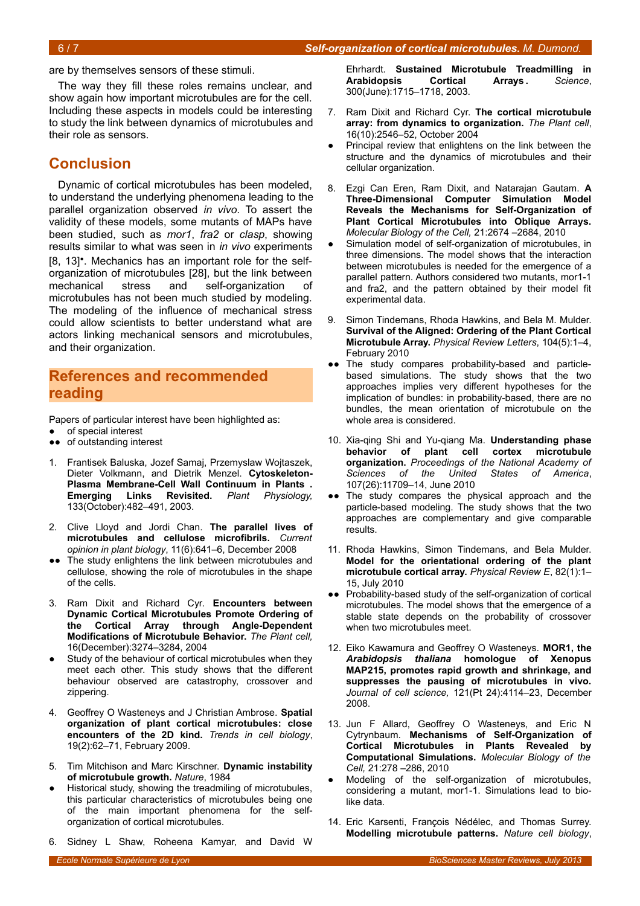are by themselves sensors of these stimuli.

The way they fill these roles remains unclear, and show again how important microtubules are for the cell. Including these aspects in models could be interesting to study the link between dynamics of microtubules and their role as sensors.

## Conclusion

Dynamic of cortical microtubules has been modeled, to understand the underlying phenomena leading to the parallel organization observed *in vivo*. To assert the validity of these models, some mutants of MAPs have been studied, such as *mor1*, *fra2* or *clasp*, showing results similar to what was seen in *in vivo* experiments [8, 13]•. Mechanics has an important role for the self-organization of microtubules [28], but the link between mechanical stress and self-organization of microtubules has not been much studied by modeling. The modeling of the influence of mechanical stress could allow scientists to better understand what are actors linking mechanical sensors and microtubules, and their organization.

## References and recommended reading

Papers of particular interest have been highlighted as:

- ● of special interest
- ●● of outstanding interest

1. Frantisek Baluska, Jozef Samaj, Przemyslaw Wojtaszek, Dieter Volkmann, and Dietrik Menzel. **Cytoskeleton-Plasma Membrane-Cell Wall Continuum in Plants . Emerging Links Revisited.** *Plant Physiology,* 133(October):482–491, 2003.

2. Clive Lloyd and Jordi Chan. **The parallel lives of microtubules and cellulose microfibrils.** *Current opinion in plant biology*, 11(6):641–6, December 2008
   - ●● The study enlightens the link between microtubules and cellulose, showing the role of microtubules in the shape of the cells.

3. Ram Dixit and Richard Cyr. **Encounters between Dynamic Cortical Microtubules Promote Ordering of the Cortical Array through Angle-Dependent Modifications of Microtubule Behavior.** *The Plant cell,* 16(December):3274–3284, 2004
   - ● Study of the behaviour of cortical microtubules when they meet each other. This study shows that the different behaviour observed are catastrophy, crossover and zippering.

4. Geoffrey O Wasteneys and J Christian Ambrose. **Spatial organization of plant cortical microtubules: close encounters of the 2D kind.** *Trends in cell biology*, 19(2):62–71, February 2009.

5. Tim Mitchison and Marc Kirschner. **Dynamic instability of microtubule growth.** *Nature*, 1984
   - ● Historical study, showing the treadmiling of microtubules, this particular characteristics of microtubules being one of the main important phenomena for the self-organization of cortical microtubules.

6. Sidney L Shaw, Roheena Kamyar, and David W Ehrhardt. **Sustained Microtubule Treadmilling in Arabidopsis Cortical Arrays.** *Science*, 300(June):1715–1718, 2003.

7. Ram Dixit and Richard Cyr. **The cortical microtubule array: from dynamics to organization.** *The Plant cell*, 16(10):2546–52, October 2004
   - ● Principal review that enlightens on the link between the structure and the dynamics of microtubules and their cellular organization.

8. Ezgi Can Eren, Ram Dixit, and Natarajan Gautam. **A Three-Dimensional Computer Simulation Model Reveals the Mechanisms for Self-Organization of Plant Cortical Microtubules into Oblique Arrays.** *Molecular Biology of the Cell,* 21:2674 –2684, 2010
   - ● Simulation model of self-organization of microtubules, in three dimensions. The model shows that the interaction between microtubules is needed for the emergence of a parallel pattern. Authors considered two mutants, mor1-1 and fra2, and the pattern obtained by their model fit experimental data.

9. Simon Tindemans, Rhoda Hawkins, and Bela M. Mulder. **Survival of the Aligned: Ordering of the Plant Cortical Microtubule Array.** *Physical Review Letters*, 104(5):1–4, February 2010
   - ●● The study compares probability-based and particle-based simulations. The study shows that the two approaches implies very different hypotheses for the implication of bundles: in probability-based, there are no bundles, the mean orientation of microtubule on the whole area is considered.

10. Xia-qing Shi and Yu-qiang Ma. **Understanding phase behavior of plant cell cortex microtubule organization.** *Proceedings of the National Academy of Sciences of the United States of America*, 107(26):11709–14, June 2010
    - ●● The study compares the physical approach and the particle-based modeling. The study shows that the two approaches are complementary and give comparable results.

11. Rhoda Hawkins, Simon Tindemans, and Bela Mulder. **Model for the orientational ordering of the plant microtubule cortical array.** *Physical Review E*, 82(1):1–15, July 2010
    - ●● Probability-based study of the self-organization of cortical microtubules. The model shows that the emergence of a stable state depends on the probability of crossover when two microtubules meet.

12. Eiko Kawamura and Geoffrey O Wasteneys. **MOR1, the *Arabidopsis thaliana* homologue of Xenopus MAP215, promotes rapid growth and shrinkage, and suppresses the pausing of microtubules in vivo.** *Journal of cell science,* 121(Pt 24):4114–23, December 2008.

13. Jun F Allard, Geoffrey O Wasteneys, and Eric N Cytrynbaum. **Mechanisms of Self-Organization of Cortical Microtubules in Plants Revealed by Computational Simulations.** *Molecular Biology of the Cell,* 21:278 –286, 2010
    - ● Modeling of the self-organization of microtubules, considering a mutant, mor1-1. Simulations lead to bio-like data.

14. Eric Karsenti, François Nédélec, and Thomas Surrey. **Modelling microtubule patterns.** *Nature cell biology*,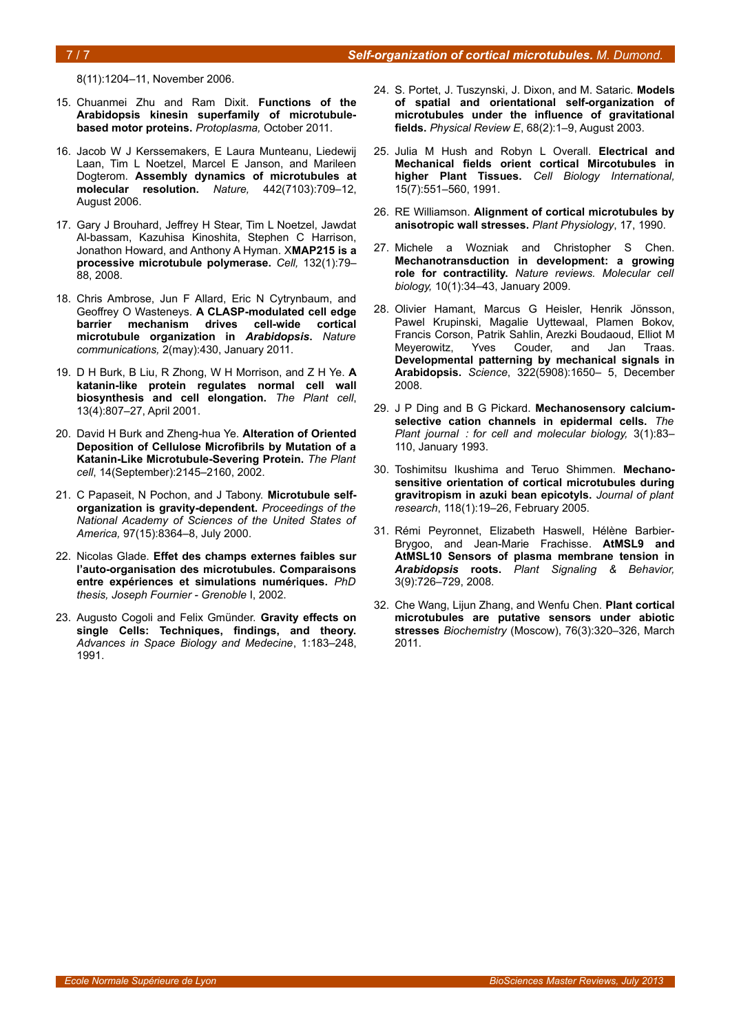8(11):1204–11, November 2006.

15. Chuanmei Zhu and Ram Dixit. **Functions of the Arabidopsis kinesin superfamily of microtubule-based motor proteins.** *Protoplasma,* October 2011.

16. Jacob W J Kerssemakers, E Laura Munteanu, Liedewij Laan, Tim L Noetzel, Marcel E Janson, and Marileen Dogterom. **Assembly dynamics of microtubules at molecular resolution.** *Nature,* 442(7103):709–12, August 2006.

17. Gary J Brouhard, Jeffrey H Stear, Tim L Noetzel, Jawdat Al-bassam, Kazuhisa Kinoshita, Stephen C Harrison, Jonathon Howard, and Anthony A Hyman. X**MAP215 is a processive microtubule polymerase.** *Cell,* 132(1):79–88, 2008.

18. Chris Ambrose, Jun F Allard, Eric N Cytrynbaum, and Geoffrey O Wasteneys. **A CLASP-modulated cell edge barrier mechanism drives cell-wide cortical microtubule organization in *Arabidopsis*.** *Nature communications,* 2(may):430, January 2011.

19. D H Burk, B Liu, R Zhong, W H Morrison, and Z H Ye. **A katanin-like protein regulates normal cell wall biosynthesis and cell elongation.** *The Plant cell*, 13(4):807–27, April 2001.

20. David H Burk and Zheng-hua Ye. **Alteration of Oriented Deposition of Cellulose Microfibrils by Mutation of a Katanin-Like Microtubule-Severing Protein.** *The Plant cell*, 14(September):2145–2160, 2002.

21. C Papaseit, N Pochon, and J Tabony. **Microtubule self-organization is gravity-dependent.** *Proceedings of the National Academy of Sciences of the United States of America,* 97(15):8364–8, July 2000.

22. Nicolas Glade. **Effet des champs externes faibles sur l'auto-organisation des microtubules. Comparaisons entre expériences et simulations numériques.** *PhD thesis, Joseph Fournier - Grenoble* I, 2002.

23. Augusto Cogoli and Felix Gmünder. **Gravity effects on single Cells: Techniques, findings, and theory.** *Advances in Space Biology and Medecine*, 1:183–248, 1991.

24. S. Portet, J. Tuszynski, J. Dixon, and M. Sataric. **Models of spatial and orientational self-organization of microtubules under the influence of gravitational fields.** *Physical Review E*, 68(2):1–9, August 2003.

25. Julia M Hush and Robyn L Overall. **Electrical and Mechanical fields orient cortical Mircotubules in higher Plant Tissues.** *Cell Biology International,* 15(7):551–560, 1991.

26. RE Williamson. **Alignment of cortical microtubules by anisotropic wall stresses.** *Plant Physiology*, 17, 1990.

27. Michele a Wozniak and Christopher S Chen. **Mechanotransduction in development: a growing role for contractility.** *Nature reviews. Molecular cell biology,* 10(1):34–43, January 2009.

28. Olivier Hamant, Marcus G Heisler, Henrik Jönsson, Pawel Krupinski, Magalie Uyttewaal, Plamen Bokov, Francis Corson, Patrik Sahlin, Arezki Boudaoud, Elliot M Meyerowitz, Yves Couder, and Jan Traas. **Developmental patterning by mechanical signals in Arabidopsis.** *Science*, 322(5908):1650– 5, December 2008.

29. J P Ding and B G Pickard. **Mechanosensory calcium-selective cation channels in epidermal cells.** *The Plant journal : for cell and molecular biology,* 3(1):83–110, January 1993.

30. Toshimitsu Ikushima and Teruo Shimmen. **Mechano-sensitive orientation of cortical microtubules during gravitropism in azuki bean epicotyls.** *Journal of plant research*, 118(1):19–26, February 2005.

31. Rémi Peyronnet, Elizabeth Haswell, Hélène Barbier-Brygoo, and Jean-Marie Frachisse. **AtMSL9 and AtMSL10 Sensors of plasma membrane tension in *Arabidopsis* roots.** *Plant Signaling & Behavior,* 3(9):726–729, 2008.

32. Che Wang, Lijun Zhang, and Wenfu Chen. **Plant cortical microtubules are putative sensors under abiotic stresses** *Biochemistry* (Moscow), 76(3):320–326, March 2011.